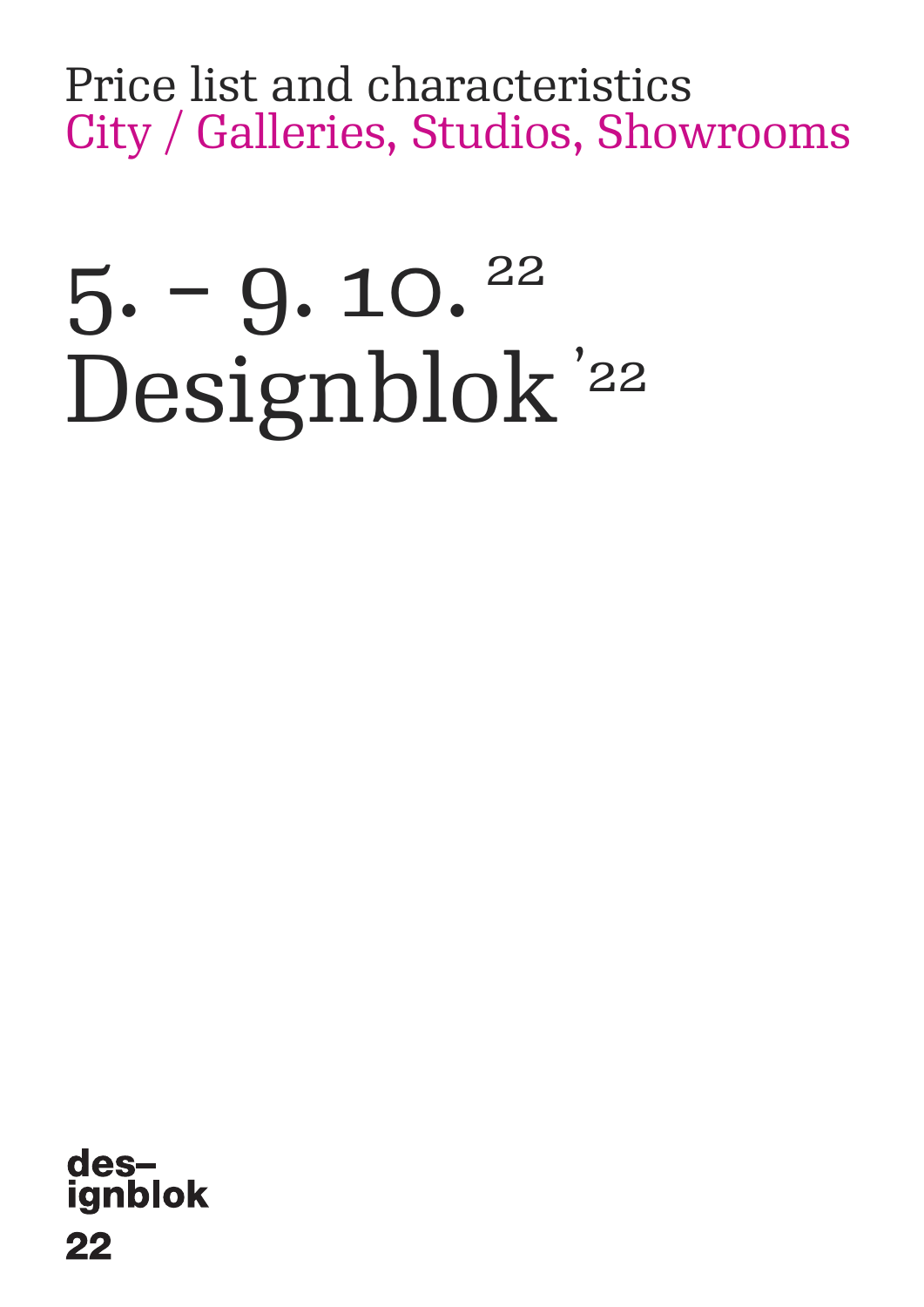Price list and characteristics

City / Galleries, Studios, Showrooms

# 5. – 9. 10. [22]

# Designblok '22

des–
ignblok
22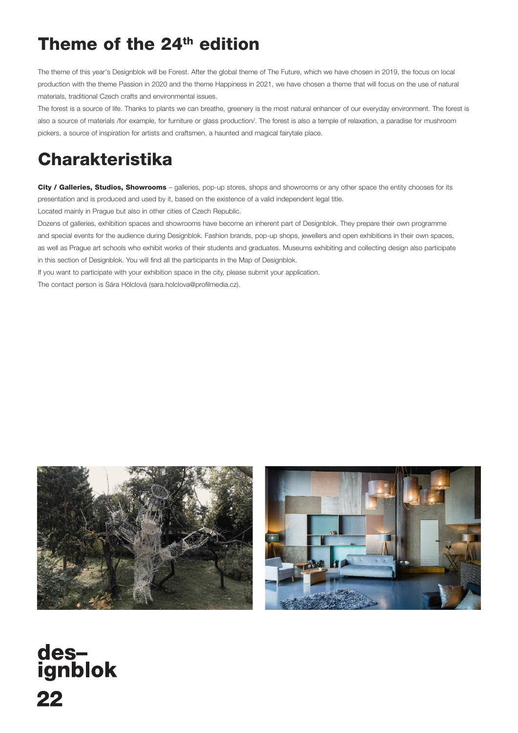# Theme of the 24th edition

The theme of this year's Designblok will be Forest. After the global theme of The Future, which we have chosen in 2019, the focus on local production with the theme Passion in 2020 and the theme Happiness in 2021, we have chosen a theme that will focus on the use of natural materials, traditional Czech crafts and environmental issues.

The forest is a source of life. Thanks to plants we can breathe, greenery is the most natural enhancer of our everyday environment. The forest is also a source of materials /for example, for furniture or glass production/. The forest is also a temple of relaxation, a paradise for mushroom pickers, a source of inspiration for artists and craftsmen, a haunted and magical fairytale place.

# Charakteristika

**City / Galleries, Studios, Showrooms** – galleries, pop-up stores, shops and showrooms or any other space the entity chooses for its presentation and is produced and used by it, based on the existence of a valid independent legal title.

Located mainly in Prague but also in other cities of Czech Republic.

Dozens of galleries, exhibition spaces and showrooms have become an inherent part of Designblok. They prepare their own programme and special events for the audience during Designblok. Fashion brands, pop-up shops, jewellers and open exhibitions in their own spaces, as well as Prague art schools who exhibit works of their students and graduates. Museums exhibiting and collecting design also participate in this section of Designblok. You will find all the participants in the Map of Designblok.

If you want to participate with your exhibition space in the city, please submit your application.

The contact person is Sára Hölclová (sara.holclova@profilmedia.cz).

**des–
ignblok
22**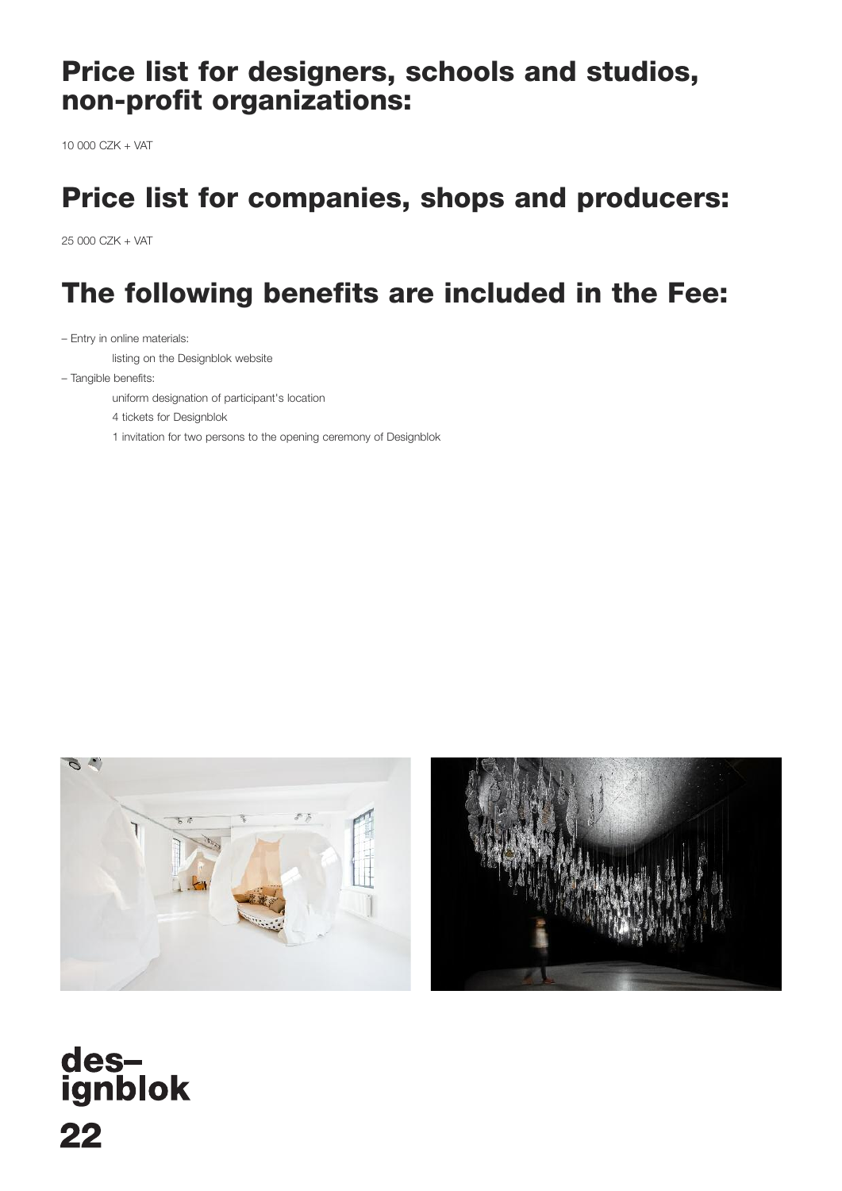## Price list for designers, schools and studios, non-profit organizations:

10 000 CZK + VAT

## Price list for companies, shops and producers:

25 000 CZK + VAT

## The following benefits are included in the Fee:

– Entry in online materials:

   listing on the Designblok website

– Tangible benefits:

   uniform designation of participant's location

   4 tickets for Designblok

   1 invitation for two persons to the opening ceremony of Designblok

des–
ignblok
22